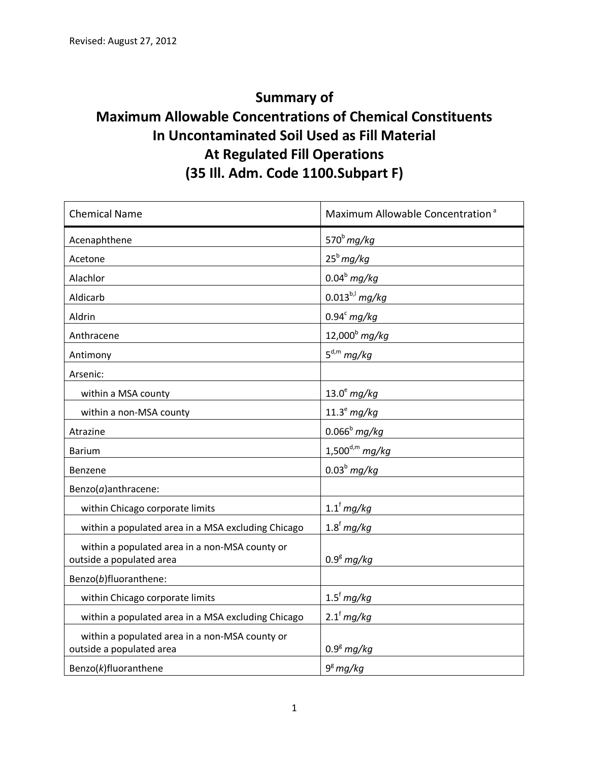Revised: August 27, 2012

# Summary of Maximum Allowable Concentrations of Chemical Constituents In Uncontaminated Soil Used as Fill Material At Regulated Fill Operations (35 Ill. Adm. Code 1100.Subpart F)

| Chemical Name | Maximum Allowable Concentration [a] |
|---|---|
| Acenaphthene | 570[b] *mg/kg* |
| Acetone | 25[b] *mg/kg* |
| Alachlor | 0.04[b] *mg/kg* |
| Aldicarb | 0.013[b,l] *mg/kg* |
| Aldrin | 0.94[c] *mg/kg* |
| Anthracene | 12,000[b] *mg/kg* |
| Antimony | 5[d,m] *mg/kg* |
| Arsenic: | |
| within a MSA county | 13.0[e] *mg/kg* |
| within a non-MSA county | 11.3[e] *mg/kg* |
| Atrazine | 0.066[b] *mg/kg* |
| Barium | 1,500[d,m] *mg/kg* |
| Benzene | 0.03[b] *mg/kg* |
| Benzo(*a*)anthracene: | |
| within Chicago corporate limits | 1.1[f] *mg/kg* |
| within a populated area in a MSA excluding Chicago | 1.8[f] *mg/kg* |
| within a populated area in a non-MSA county or outside a populated area | 0.9[g] *mg/kg* |
| Benzo(*b*)fluoranthene: | |
| within Chicago corporate limits | 1.5[f] *mg/kg* |
| within a populated area in a MSA excluding Chicago | 2.1[f] *mg/kg* |
| within a populated area in a non-MSA county or outside a populated area | 0.9[g] *mg/kg* |
| Benzo(*k*)fluoranthene | 9[g] *mg/kg* |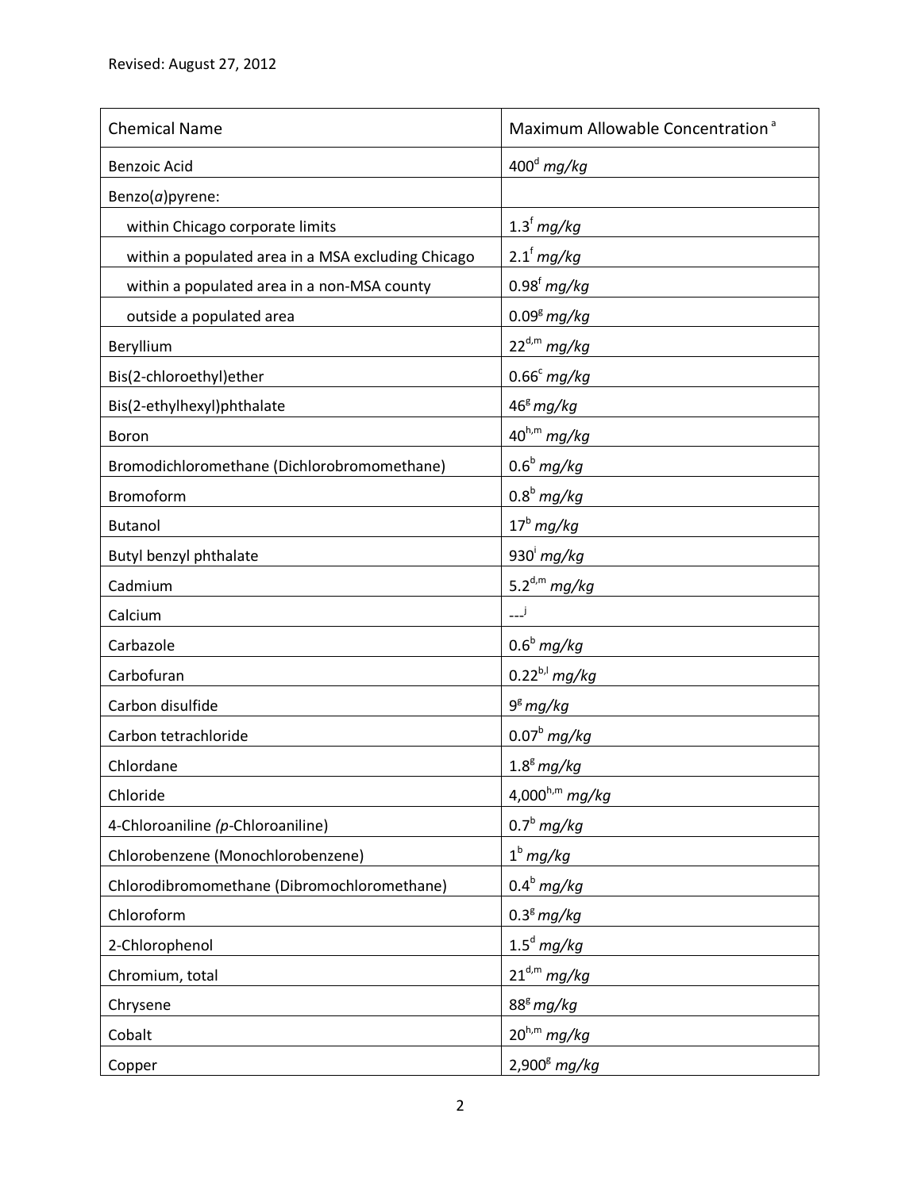| Chemical Name | Maximum Allowable Concentration [a] |
| --- | --- |
| Benzoic Acid | 400[d] *mg/kg* |
| Benzo(*a*)pyrene: | |
| within Chicago corporate limits | 1.3[f] *mg/kg* |
| within a populated area in a MSA excluding Chicago | 2.1[f] *mg/kg* |
| within a populated area in a non-MSA county | 0.98[f] *mg/kg* |
| outside a populated area | 0.09[g] *mg/kg* |
| Beryllium | 22[d,m] *mg/kg* |
| Bis(2-chloroethyl)ether | 0.66[c] *mg/kg* |
| Bis(2-ethylhexyl)phthalate | 46[g] *mg/kg* |
| Boron | 40[h,m] *mg/kg* |
| Bromodichloromethane (Dichlorobromomethane) | 0.6[b] *mg/kg* |
| Bromoform | 0.8[b] *mg/kg* |
| Butanol | 17[b] *mg/kg* |
| Butyl benzyl phthalate | 930[i] *mg/kg* |
| Cadmium | 5.2[d,m] *mg/kg* |
| Calcium | ---[j] |
| Carbazole | 0.6[b] *mg/kg* |
| Carbofuran | 0.22[b,l] *mg/kg* |
| Carbon disulfide | 9[g] *mg/kg* |
| Carbon tetrachloride | 0.07[b] *mg/kg* |
| Chlordane | 1.8[g] *mg/kg* |
| Chloride | 4,000[h,m] *mg/kg* |
| 4-Chloroaniline (*p*-Chloroaniline) | 0.7[b] *mg/kg* |
| Chlorobenzene (Monochlorobenzene) | 1[b] *mg/kg* |
| Chlorodibromomethane (Dibromochloromethane) | 0.4[b] *mg/kg* |
| Chloroform | 0.3[g] *mg/kg* |
| 2-Chlorophenol | 1.5[d] *mg/kg* |
| Chromium, total | 21[d,m] *mg/kg* |
| Chrysene | 88[g] *mg/kg* |
| Cobalt | 20[h,m] *mg/kg* |
| Copper | 2,900[g] *mg/kg* |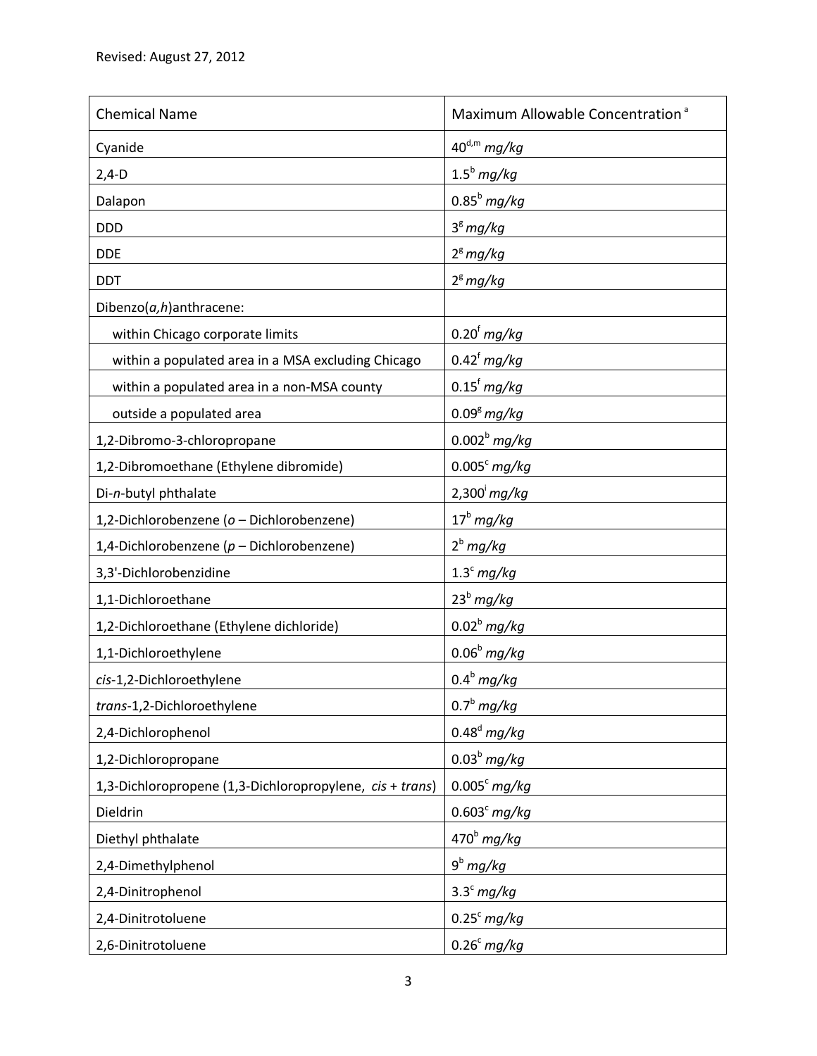Revised: August 27, 2012

| Chemical Name | Maximum Allowable Concentration [a] |
|---|---|
| Cyanide | 40[d,m] *mg/kg* |
| 2,4-D | 1.5[b] *mg/kg* |
| Dalapon | 0.85[b] *mg/kg* |
| DDD | 3[g] *mg/kg* |
| DDE | 2[g] *mg/kg* |
| DDT | 2[g] *mg/kg* |
| Dibenzo(*a,h*)anthracene: | |
| within Chicago corporate limits | 0.20[f] *mg/kg* |
| within a populated area in a MSA excluding Chicago | 0.42[f] *mg/kg* |
| within a populated area in a non-MSA county | 0.15[f] *mg/kg* |
| outside a populated area | 0.09[g] *mg/kg* |
| 1,2-Dibromo-3-chloropropane | 0.002[b] *mg/kg* |
| 1,2-Dibromoethane (Ethylene dibromide) | 0.005[c] *mg/kg* |
| Di-*n*-butyl phthalate | 2,300[i] *mg/kg* |
| 1,2-Dichlorobenzene (*o* – Dichlorobenzene) | 17[b] *mg/kg* |
| 1,4-Dichlorobenzene (*p* – Dichlorobenzene) | 2[b] *mg/kg* |
| 3,3'-Dichlorobenzidine | 1.3[c] *mg/kg* |
| 1,1-Dichloroethane | 23[b] *mg/kg* |
| 1,2-Dichloroethane (Ethylene dichloride) | 0.02[b] *mg/kg* |
| 1,1-Dichloroethylene | 0.06[b] *mg/kg* |
| *cis*-1,2-Dichloroethylene | 0.4[b] *mg/kg* |
| *trans*-1,2-Dichloroethylene | 0.7[b] *mg/kg* |
| 2,4-Dichlorophenol | 0.48[d] *mg/kg* |
| 1,2-Dichloropropane | 0.03[b] *mg/kg* |
| 1,3-Dichloropropene (1,3-Dichloropropylene, *cis* + *trans*) | 0.005[c] *mg/kg* |
| Dieldrin | 0.603[c] *mg/kg* |
| Diethyl phthalate | 470[b] *mg/kg* |
| 2,4-Dimethylphenol | 9[b] *mg/kg* |
| 2,4-Dinitrophenol | 3.3[c] *mg/kg* |
| 2,4-Dinitrotoluene | 0.25[c] *mg/kg* |
| 2,6-Dinitrotoluene | 0.26[c] *mg/kg* |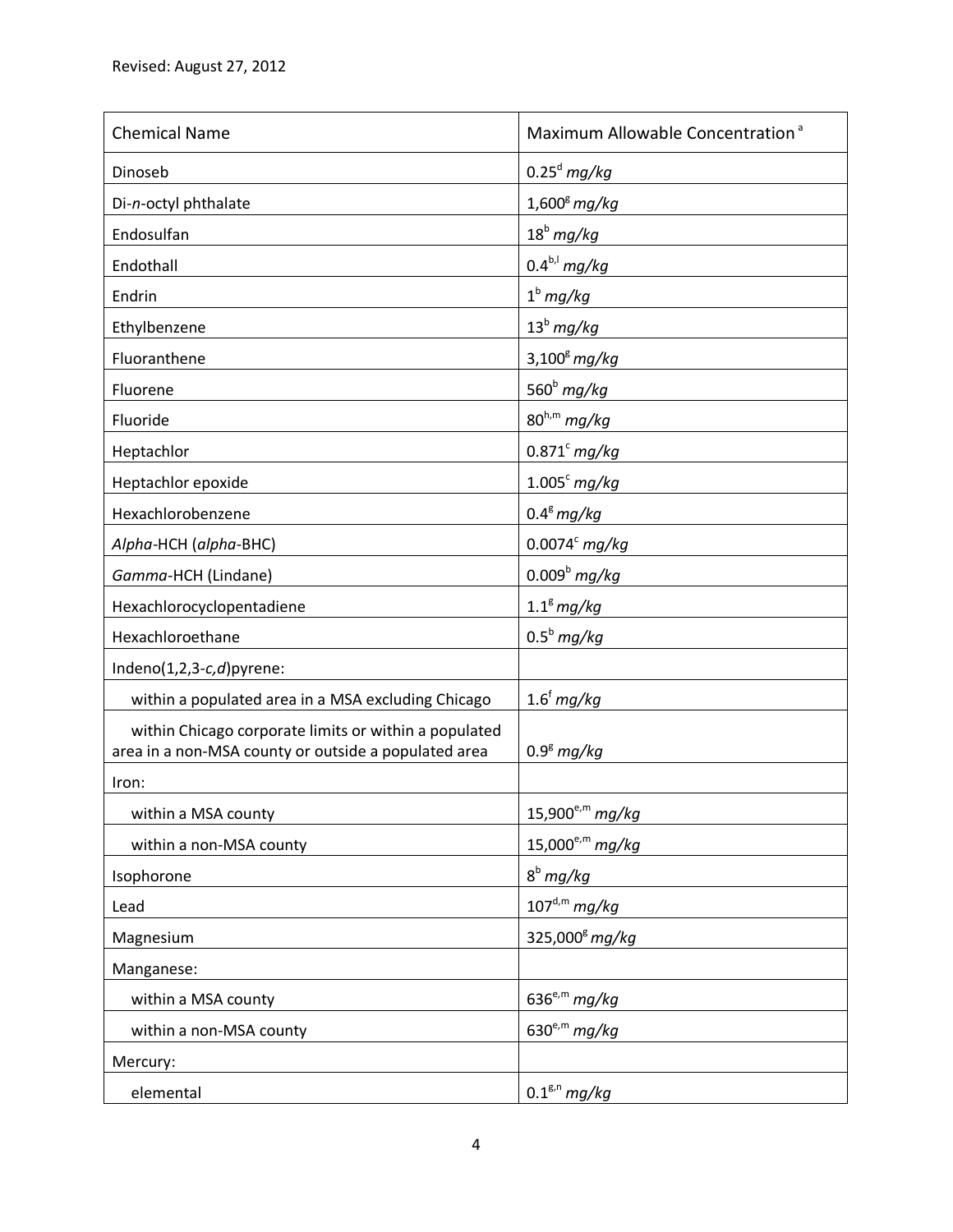Revised: August 27, 2012

| Chemical Name | Maximum Allowable Concentration [a] |
|---|---|
| Dinoseb | 0.25[d] *mg/kg* |
| Di-*n*-octyl phthalate | 1,600[g] *mg/kg* |
| Endosulfan | 18[b] *mg/kg* |
| Endothall | 0.4[b,l] *mg/kg* |
| Endrin | 1[b] *mg/kg* |
| Ethylbenzene | 13[b] *mg/kg* |
| Fluoranthene | 3,100[g] *mg/kg* |
| Fluorene | 560[b] *mg/kg* |
| Fluoride | 80[h,m] *mg/kg* |
| Heptachlor | 0.871[c] *mg/kg* |
| Heptachlor epoxide | 1.005[c] *mg/kg* |
| Hexachlorobenzene | 0.4[g] *mg/kg* |
| *Alpha*-HCH (*alpha*-BHC) | 0.0074[c] *mg/kg* |
| *Gamma*-HCH (Lindane) | 0.009[b] *mg/kg* |
| Hexachlorocyclopentadiene | 1.1[g] *mg/kg* |
| Hexachloroethane | 0.5[b] *mg/kg* |
| Indeno(1,2,3-*c,d*)pyrene: | |
| within a populated area in a MSA excluding Chicago | 1.6[f] *mg/kg* |
| within Chicago corporate limits or within a populated area in a non-MSA county or outside a populated area | 0.9[g] *mg/kg* |
| Iron: | |
| within a MSA county | 15,900[e,m] *mg/kg* |
| within a non-MSA county | 15,000[e,m] *mg/kg* |
| Isophorone | 8[b] *mg/kg* |
| Lead | 107[d,m] *mg/kg* |
| Magnesium | 325,000[g] *mg/kg* |
| Manganese: | |
| within a MSA county | 636[e,m] *mg/kg* |
| within a non-MSA county | 630[e,m] *mg/kg* |
| Mercury: | |
| elemental | 0.1[g,n] *mg/kg* |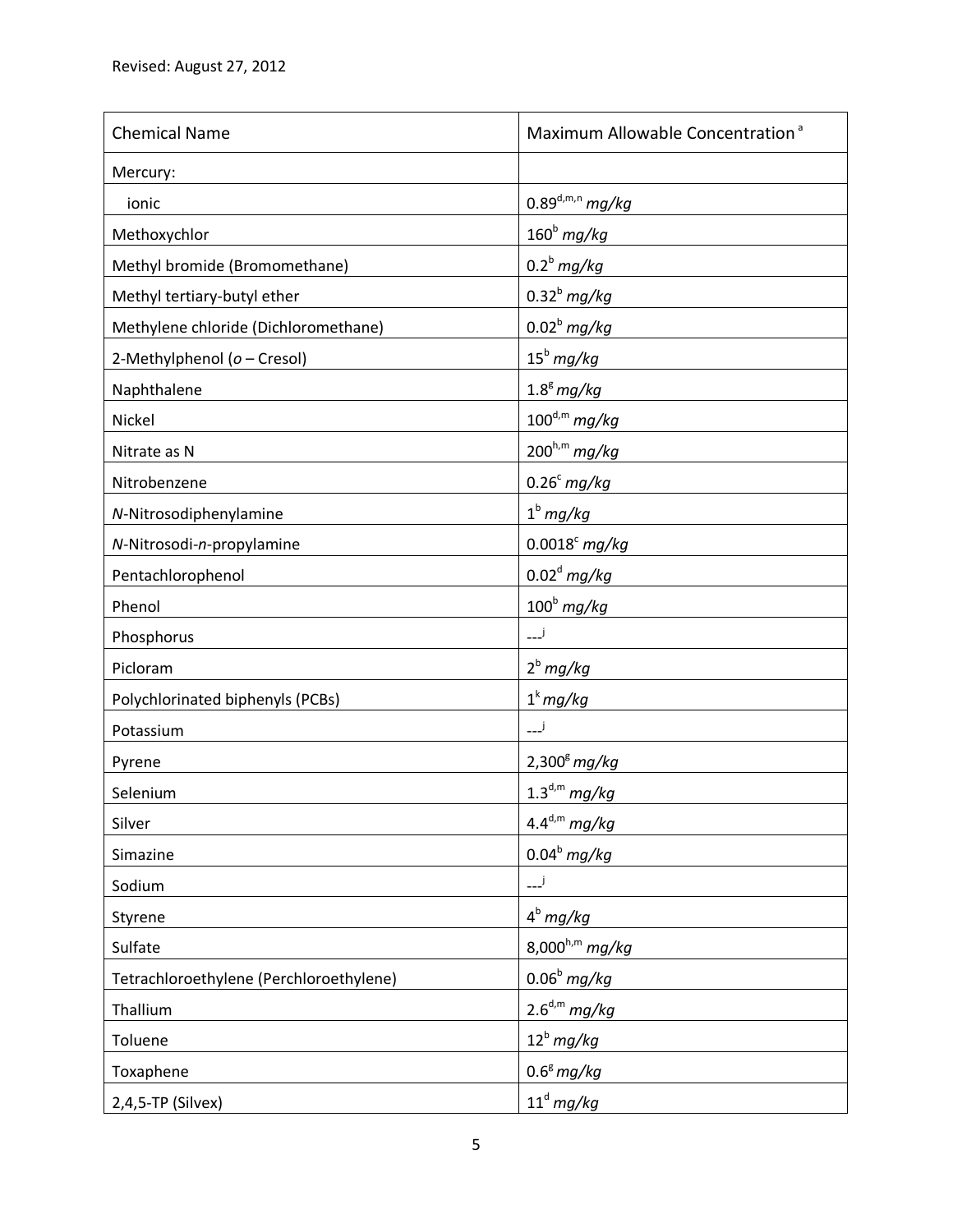Revised: August 27, 2012

| Chemical Name | Maximum Allowable Concentration [a] |
| --- | --- |
| Mercury: | |
| ionic | 0.89[d,m,n] *mg/kg* |
| Methoxychlor | 160[b] *mg/kg* |
| Methyl bromide (Bromomethane) | 0.2[b] *mg/kg* |
| Methyl tertiary-butyl ether | 0.32[b] *mg/kg* |
| Methylene chloride (Dichloromethane) | 0.02[b] *mg/kg* |
| 2-Methylphenol (*o* – Cresol) | 15[b] *mg/kg* |
| Naphthalene | 1.8[g] *mg/kg* |
| Nickel | 100[d,m] *mg/kg* |
| Nitrate as N | 200[h,m] *mg/kg* |
| Nitrobenzene | 0.26[c] *mg/kg* |
| *N*-Nitrosodiphenylamine | 1[b] *mg/kg* |
| *N*-Nitrosodi-*n*-propylamine | 0.0018[c] *mg/kg* |
| Pentachlorophenol | 0.02[d] *mg/kg* |
| Phenol | 100[b] *mg/kg* |
| Phosphorus | ---[j] |
| Picloram | 2[b] *mg/kg* |
| Polychlorinated biphenyls (PCBs) | 1[k] *mg/kg* |
| Potassium | ---[j] |
| Pyrene | 2,300[g] *mg/kg* |
| Selenium | 1.3[d,m] *mg/kg* |
| Silver | 4.4[d,m] *mg/kg* |
| Simazine | 0.04[b] *mg/kg* |
| Sodium | ---[j] |
| Styrene | 4[b] *mg/kg* |
| Sulfate | 8,000[h,m] *mg/kg* |
| Tetrachloroethylene (Perchloroethylene) | 0.06[b] *mg/kg* |
| Thallium | 2.6[d,m] *mg/kg* |
| Toluene | 12[b] *mg/kg* |
| Toxaphene | 0.6[g] *mg/kg* |
| 2,4,5-TP (Silvex) | 11[d] *mg/kg* |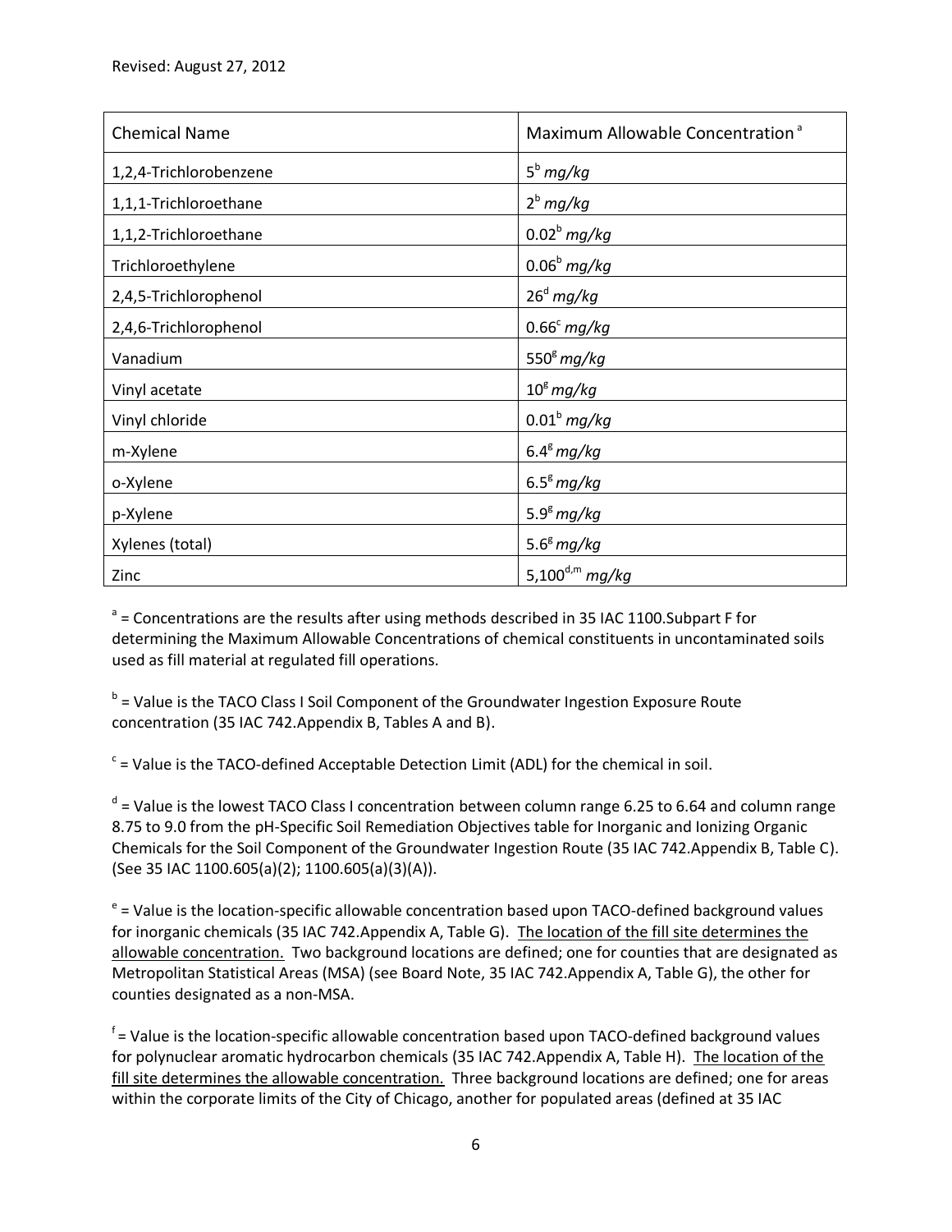Revised: August 27, 2012

| Chemical Name | Maximum Allowable Concentration [a] |
|---|---|
| 1,2,4-Trichlorobenzene | 5[b] *mg/kg* |
| 1,1,1-Trichloroethane | 2[b] *mg/kg* |
| 1,1,2-Trichloroethane | 0.02[b] *mg/kg* |
| Trichloroethylene | 0.06[b] *mg/kg* |
| 2,4,5-Trichlorophenol | 26[d] *mg/kg* |
| 2,4,6-Trichlorophenol | 0.66[c] *mg/kg* |
| Vanadium | 550[g] *mg/kg* |
| Vinyl acetate | 10[g] *mg/kg* |
| Vinyl chloride | 0.01[b] *mg/kg* |
| m-Xylene | 6.4[g] *mg/kg* |
| o-Xylene | 6.5[g] *mg/kg* |
| p-Xylene | 5.9[g] *mg/kg* |
| Xylenes (total) | 5.6[g] *mg/kg* |
| Zinc | 5,100[d,m] *mg/kg* |

[a] = Concentrations are the results after using methods described in 35 IAC 1100.Subpart F for determining the Maximum Allowable Concentrations of chemical constituents in uncontaminated soils used as fill material at regulated fill operations.

[b] = Value is the TACO Class I Soil Component of the Groundwater Ingestion Exposure Route concentration (35 IAC 742.Appendix B, Tables A and B).

[c] = Value is the TACO-defined Acceptable Detection Limit (ADL) for the chemical in soil.

[d] = Value is the lowest TACO Class I concentration between column range 6.25 to 6.64 and column range 8.75 to 9.0 from the pH-Specific Soil Remediation Objectives table for Inorganic and Ionizing Organic Chemicals for the Soil Component of the Groundwater Ingestion Route (35 IAC 742.Appendix B, Table C). (See 35 IAC 1100.605(a)(2); 1100.605(a)(3)(A)).

[e] = Value is the location-specific allowable concentration based upon TACO-defined background values for inorganic chemicals (35 IAC 742.Appendix A, Table G). <u>The location of the fill site determines the allowable concentration.</u> Two background locations are defined; one for counties that are designated as Metropolitan Statistical Areas (MSA) (see Board Note, 35 IAC 742.Appendix A, Table G), the other for counties designated as a non-MSA.

[f] = Value is the location-specific allowable concentration based upon TACO-defined background values for polynuclear aromatic hydrocarbon chemicals (35 IAC 742.Appendix A, Table H). <u>The location of the fill site determines the allowable concentration.</u> Three background locations are defined; one for areas within the corporate limits of the City of Chicago, another for populated areas (defined at 35 IAC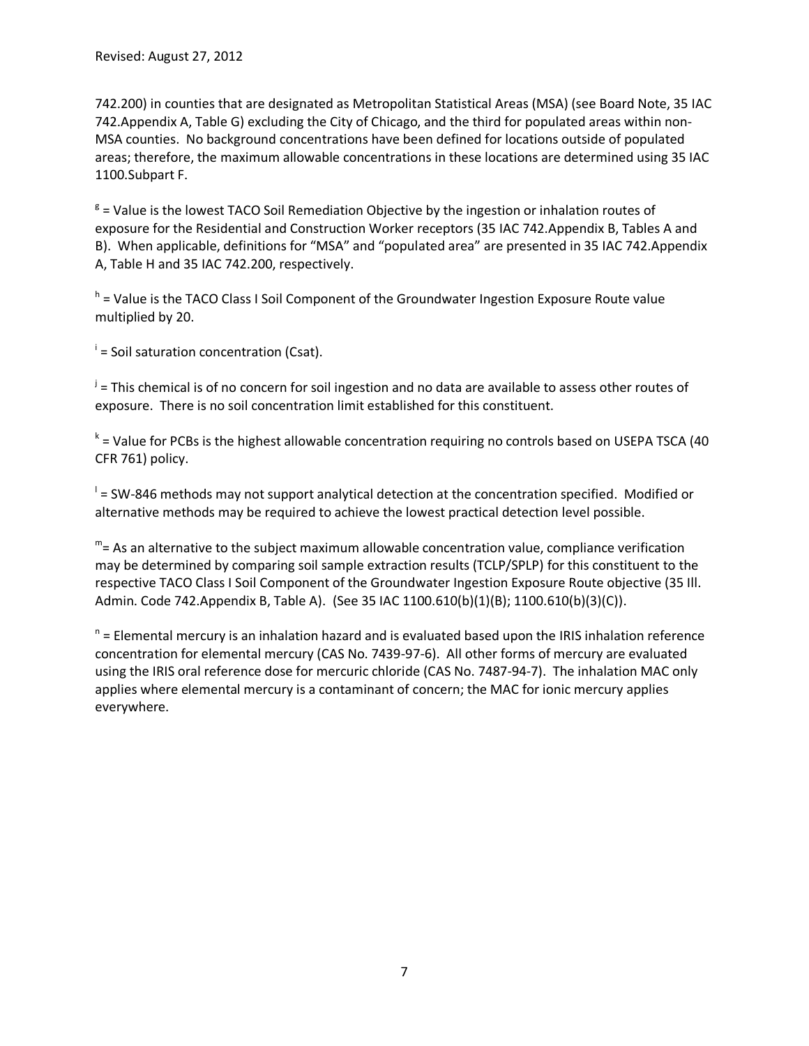742.200) in counties that are designated as Metropolitan Statistical Areas (MSA) (see Board Note, 35 IAC 742.Appendix A, Table G) excluding the City of Chicago, and the third for populated areas within non-MSA counties. No background concentrations have been defined for locations outside of populated areas; therefore, the maximum allowable concentrations in these locations are determined using 35 IAC 1100.Subpart F.

[g] = Value is the lowest TACO Soil Remediation Objective by the ingestion or inhalation routes of exposure for the Residential and Construction Worker receptors (35 IAC 742.Appendix B, Tables A and B). When applicable, definitions for "MSA" and "populated area" are presented in 35 IAC 742.Appendix A, Table H and 35 IAC 742.200, respectively.

[h] = Value is the TACO Class I Soil Component of the Groundwater Ingestion Exposure Route value multiplied by 20.

[i] = Soil saturation concentration (Csat).

[j] = This chemical is of no concern for soil ingestion and no data are available to assess other routes of exposure. There is no soil concentration limit established for this constituent.

[k] = Value for PCBs is the highest allowable concentration requiring no controls based on USEPA TSCA (40 CFR 761) policy.

[l] = SW-846 methods may not support analytical detection at the concentration specified. Modified or alternative methods may be required to achieve the lowest practical detection level possible.

[m]= As an alternative to the subject maximum allowable concentration value, compliance verification may be determined by comparing soil sample extraction results (TCLP/SPLP) for this constituent to the respective TACO Class I Soil Component of the Groundwater Ingestion Exposure Route objective (35 Ill. Admin. Code 742.Appendix B, Table A). (See 35 IAC 1100.610(b)(1)(B); 1100.610(b)(3)(C)).

[n] = Elemental mercury is an inhalation hazard and is evaluated based upon the IRIS inhalation reference concentration for elemental mercury (CAS No. 7439-97-6). All other forms of mercury are evaluated using the IRIS oral reference dose for mercuric chloride (CAS No. 7487-94-7). The inhalation MAC only applies where elemental mercury is a contaminant of concern; the MAC for ionic mercury applies everywhere.